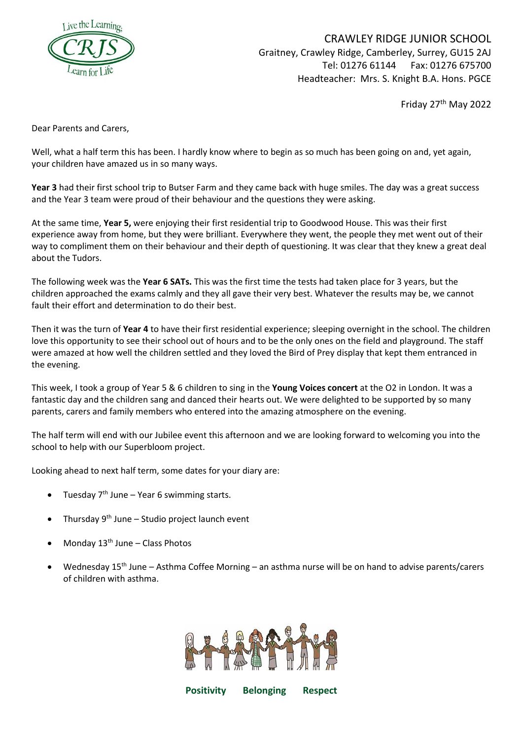CRAWLEY RIDGE JUNIOR SCHOOL
Graitney, Crawley Ridge, Camberley, Surrey, GU15 2AJ
Tel: 01276 61144 Fax: 01276 675700
Headteacher: Mrs. S. Knight B.A. Hons. PGCE

Friday 27th May 2022

Dear Parents and Carers,

Well, what a half term this has been. I hardly know where to begin as so much has been going on and, yet again, your children have amazed us in so many ways.

**Year 3** had their first school trip to Butser Farm and they came back with huge smiles. The day was a great success and the Year 3 team were proud of their behaviour and the questions they were asking.

At the same time, **Year 5,** were enjoying their first residential trip to Goodwood House. This was their first experience away from home, but they were brilliant. Everywhere they went, the people they met went out of their way to compliment them on their behaviour and their depth of questioning. It was clear that they knew a great deal about the Tudors.

The following week was the **Year 6 SATs.** This was the first time the tests had taken place for 3 years, but the children approached the exams calmly and they all gave their very best. Whatever the results may be, we cannot fault their effort and determination to do their best.

Then it was the turn of **Year 4** to have their first residential experience; sleeping overnight in the school. The children love this opportunity to see their school out of hours and to be the only ones on the field and playground. The staff were amazed at how well the children settled and they loved the Bird of Prey display that kept them entranced in the evening.

This week, I took a group of Year 5 & 6 children to sing in the **Young Voices concert** at the O2 in London. It was a fantastic day and the children sang and danced their hearts out. We were delighted to be supported by so many parents, carers and family members who entered into the amazing atmosphere on the evening.

The half term will end with our Jubilee event this afternoon and we are looking forward to welcoming you into the school to help with our Superbloom project.

Looking ahead to next half term, some dates for your diary are:

- Tuesday 7th June – Year 6 swimming starts.
- Thursday 9th June – Studio project launch event
- Monday 13th June – Class Photos
- Wednesday 15th June – Asthma Coffee Morning – an asthma nurse will be on hand to advise parents/carers of children with asthma.

**Positivity Belonging Respect**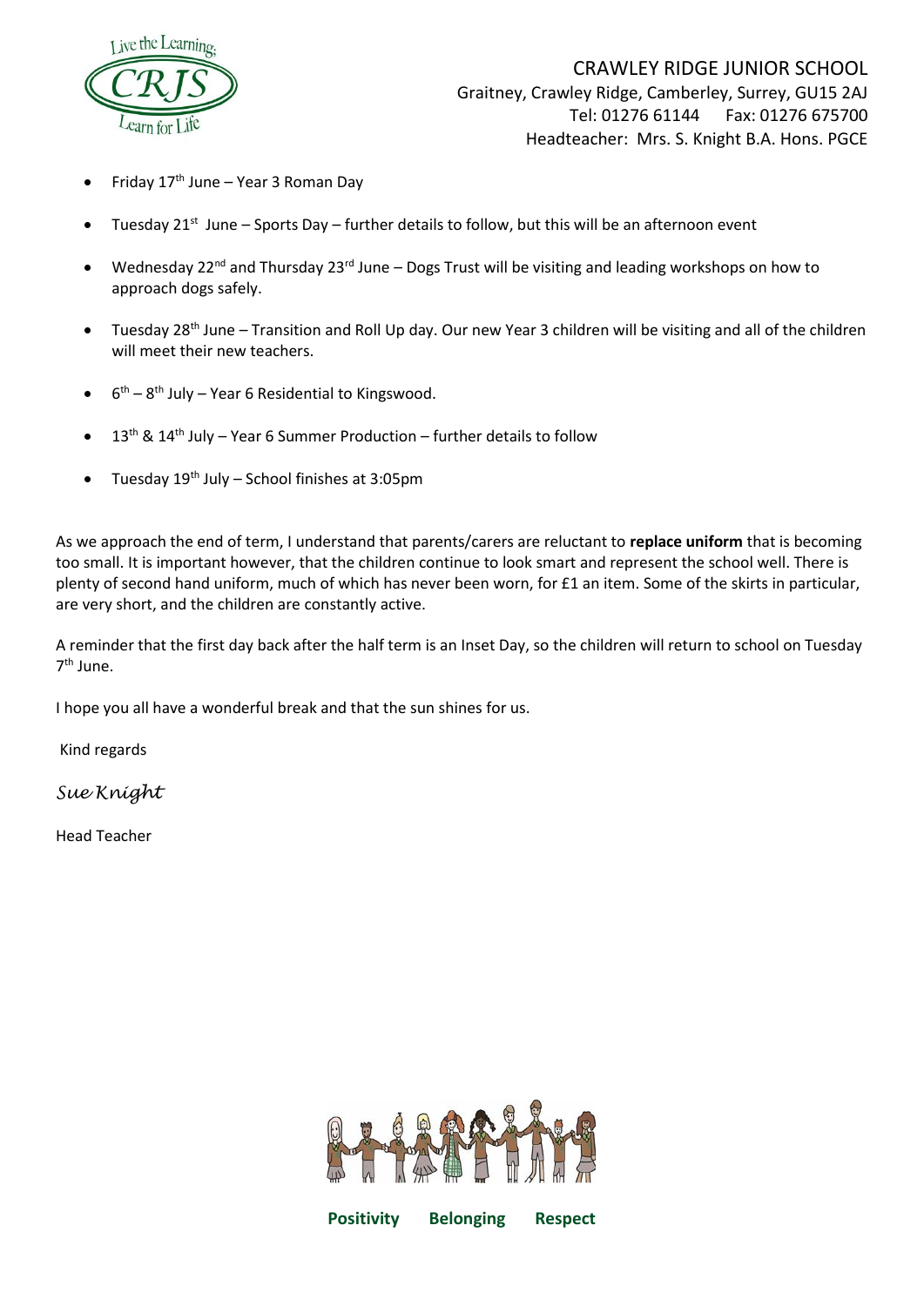CRAWLEY RIDGE JUNIOR SCHOOL
Graitney, Crawley Ridge, Camberley, Surrey, GU15 2AJ
Tel: 01276 61144 Fax: 01276 675700
Headteacher: Mrs. S. Knight B.A. Hons. PGCE

- Friday 17th June – Year 3 Roman Day
- Tuesday 21st June – Sports Day – further details to follow, but this will be an afternoon event
- Wednesday 22nd and Thursday 23rd June – Dogs Trust will be visiting and leading workshops on how to approach dogs safely.
- Tuesday 28th June – Transition and Roll Up day. Our new Year 3 children will be visiting and all of the children will meet their new teachers.
- 6th – 8th July – Year 6 Residential to Kingswood.
- 13th & 14th July – Year 6 Summer Production – further details to follow
- Tuesday 19th July – School finishes at 3:05pm

As we approach the end of term, I understand that parents/carers are reluctant to **replace uniform** that is becoming too small. It is important however, that the children continue to look smart and represent the school well. There is plenty of second hand uniform, much of which has never been worn, for £1 an item. Some of the skirts in particular, are very short, and the children are constantly active.

A reminder that the first day back after the half term is an Inset Day, so the children will return to school on Tuesday 7th June.

I hope you all have a wonderful break and that the sun shines for us.

Kind regards

*Sue Knight*

Head Teacher

**Positivity Belonging Respect**